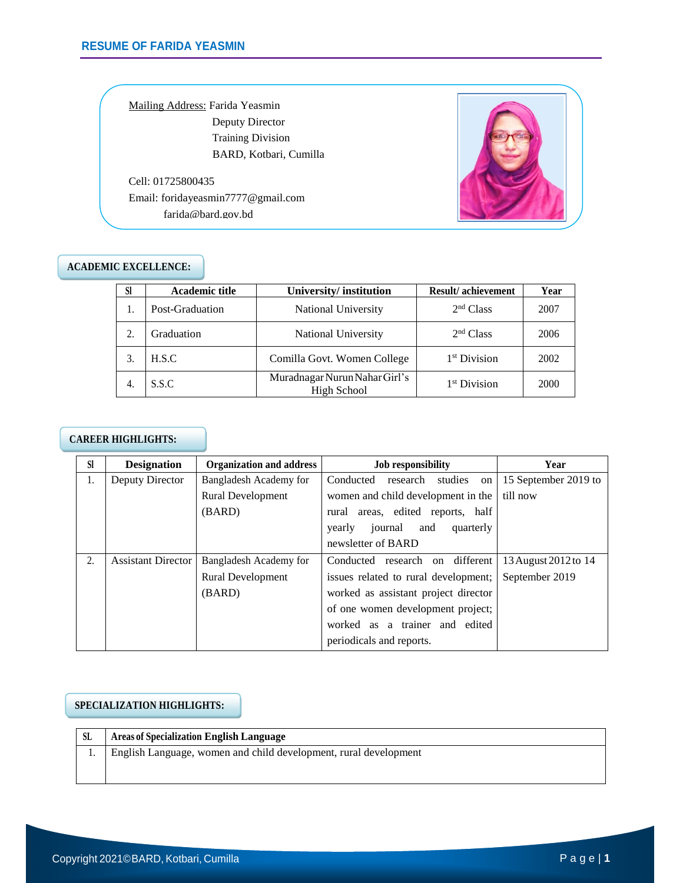# RESUME OF FARIDA YEASMIN

Mailing Address: Farida Yeasmin
Deputy Director
Training Division
BARD, Kotbari, Cumilla

Cell: 01725800435
Email: foridayeasmin7777@gmail.com
farida@bard.gov.bd

## ACADEMIC EXCELLENCE:

| Sl | Academic title | University/ institution | Result/ achievement | Year |
|---|---|---|---|---|
| 1. | Post-Graduation | National University | 2nd Class | 2007 |
| 2. | Graduation | National University | 2nd Class | 2006 |
| 3. | H.S.C | Comilla Govt. Women College | 1st Division | 2002 |
| 4. | S.S.C | Muradnagar Nurun Nahar Girl's High School | 1st Division | 2000 |

## CAREER HIGHLIGHTS:

| Sl | Designation | Organization and address | Job responsibility | Year |
|---|---|---|---|---|
| 1. | Deputy Director | Bangladesh Academy for Rural Development (BARD) | Conducted research studies on women and child development in the rural areas, edited reports, half yearly journal and quarterly newsletter of BARD | 15 September 2019 to till now |
| 2. | Assistant Director | Bangladesh Academy for Rural Development (BARD) | Conducted research on different issues related to rural development; worked as assistant project director of one women development project; worked as a trainer and edited periodicals and reports. | 13 August 2012 to 14 September 2019 |

## SPECIALIZATION HIGHLIGHTS:

| SL | Areas of Specialization English Language |
|---|---|
| 1. | English Language, women and child development, rural development |

Copyright 2021©BARD, Kotbari, Cumilla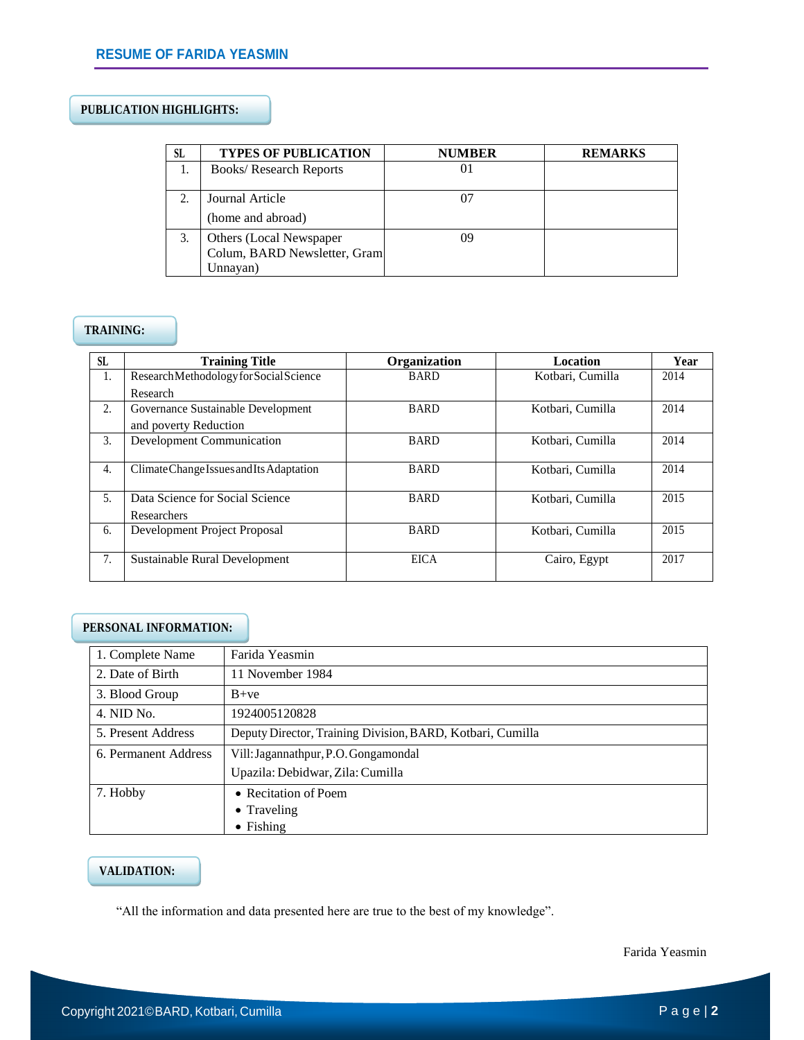## PUBLICATION HIGHLIGHTS:

| SL | TYPES OF PUBLICATION | NUMBER | REMARKS |
|---|---|---|---|
| 1. | Books/ Research Reports | 01 | |
| 2. | Journal Article (home and abroad) | 07 | |
| 3. | Others (Local Newspaper Colum, BARD Newsletter, Gram Unnayan) | 09 | |

## TRAINING:

| SL | Training Title | Organization | Location | Year |
|---|---|---|---|---|
| 1. | Research Methodology for Social Science Research | BARD | Kotbari, Cumilla | 2014 |
| 2. | Governance Sustainable Development and poverty Reduction | BARD | Kotbari, Cumilla | 2014 |
| 3. | Development Communication | BARD | Kotbari, Cumilla | 2014 |
| 4. | Climate Change Issues and Its Adaptation | BARD | Kotbari, Cumilla | 2014 |
| 5. | Data Science for Social Science Researchers | BARD | Kotbari, Cumilla | 2015 |
| 6. | Development Project Proposal | BARD | Kotbari, Cumilla | 2015 |
| 7. | Sustainable Rural Development | EICA | Cairo, Egypt | 2017 |

## PERSONAL INFORMATION:

| | |
|---|---|
| 1. Complete Name | Farida Yeasmin |
| 2. Date of Birth | 11 November 1984 |
| 3. Blood Group | B+ve |
| 4. NID No. | 1924005120828 |
| 5. Present Address | Deputy Director, Training Division, BARD, Kotbari, Cumilla |
| 6. Permanent Address | Vill: Jagannathpur, P.O. Gongamondal Upazila: Debidwar, Zila: Cumilla |
| 7. Hobby | • Recitation of Poem<br>• Traveling<br>• Fishing |

## VALIDATION:

"All the information and data presented here are true to the best of my knowledge".

Farida Yeasmin